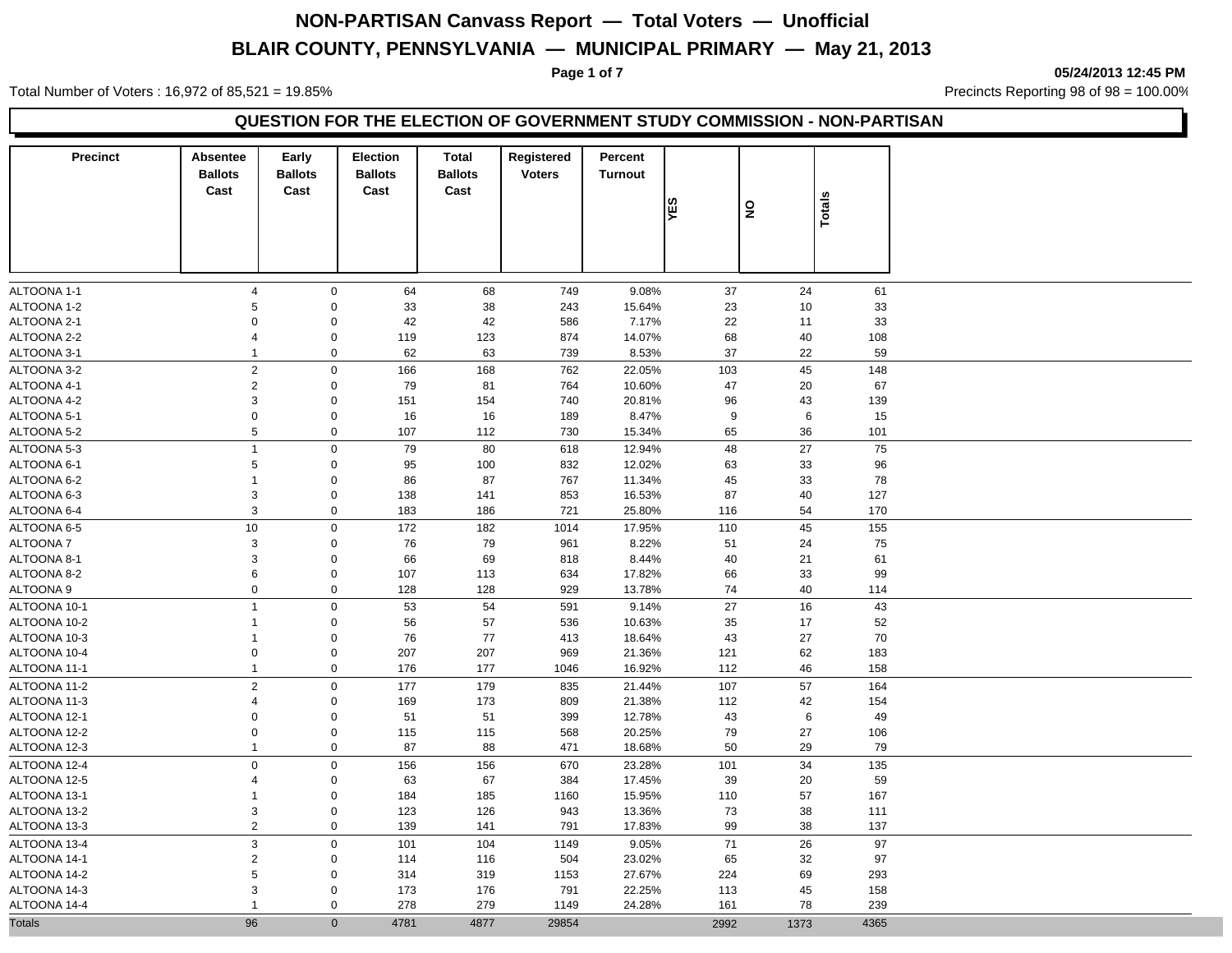# NON-PARTISAN Canvass Report — Total Voters — Unofficial

## BLAIR COUNTY, PENNSYLVANIA — MUNICIPAL PRIMARY — May 21, 2013

05/24/2013 12:45 PM

Total Number of Voters : 16,972 of 85,521 = 19.85%

Precincts Reporting 98 of 98 = 100.00%

### QUESTION FOR THE ELECTION OF GOVERNMENT STUDY COMMISSION - NON-PARTISAN

| Precinct | Absentee Ballots Cast | Early Ballots Cast | Election Ballots Cast | Total Ballots Cast | Registered Voters | Percent Turnout | YES | NO | Totals |
|---|---|---|---|---|---|---|---|---|---|
| ALTOONA 1-1 | 4 | 0 | 64 | 68 | 749 | 9.08% | 37 | 24 | 61 |
| ALTOONA 1-2 | 5 | 0 | 33 | 38 | 243 | 15.64% | 23 | 10 | 33 |
| ALTOONA 2-1 | 0 | 0 | 42 | 42 | 586 | 7.17% | 22 | 11 | 33 |
| ALTOONA 2-2 | 4 | 0 | 119 | 123 | 874 | 14.07% | 68 | 40 | 108 |
| ALTOONA 3-1 | 1 | 0 | 62 | 63 | 739 | 8.53% | 37 | 22 | 59 |
| ALTOONA 3-2 | 2 | 0 | 166 | 168 | 762 | 22.05% | 103 | 45 | 148 |
| ALTOONA 4-1 | 2 | 0 | 79 | 81 | 764 | 10.60% | 47 | 20 | 67 |
| ALTOONA 4-2 | 3 | 0 | 151 | 154 | 740 | 20.81% | 96 | 43 | 139 |
| ALTOONA 5-1 | 0 | 0 | 16 | 16 | 189 | 8.47% | 9 | 6 | 15 |
| ALTOONA 5-2 | 5 | 0 | 107 | 112 | 730 | 15.34% | 65 | 36 | 101 |
| ALTOONA 5-3 | 1 | 0 | 79 | 80 | 618 | 12.94% | 48 | 27 | 75 |
| ALTOONA 6-1 | 5 | 0 | 95 | 100 | 832 | 12.02% | 63 | 33 | 96 |
| ALTOONA 6-2 | 1 | 0 | 86 | 87 | 767 | 11.34% | 45 | 33 | 78 |
| ALTOONA 6-3 | 3 | 0 | 138 | 141 | 853 | 16.53% | 87 | 40 | 127 |
| ALTOONA 6-4 | 3 | 0 | 183 | 186 | 721 | 25.80% | 116 | 54 | 170 |
| ALTOONA 6-5 | 10 | 0 | 172 | 182 | 1014 | 17.95% | 110 | 45 | 155 |
| ALTOONA 7 | 3 | 0 | 76 | 79 | 961 | 8.22% | 51 | 24 | 75 |
| ALTOONA 8-1 | 3 | 0 | 66 | 69 | 818 | 8.44% | 40 | 21 | 61 |
| ALTOONA 8-2 | 6 | 0 | 107 | 113 | 634 | 17.82% | 66 | 33 | 99 |
| ALTOONA 9 | 0 | 0 | 128 | 128 | 929 | 13.78% | 74 | 40 | 114 |
| ALTOONA 10-1 | 1 | 0 | 53 | 54 | 591 | 9.14% | 27 | 16 | 43 |
| ALTOONA 10-2 | 1 | 0 | 56 | 57 | 536 | 10.63% | 35 | 17 | 52 |
| ALTOONA 10-3 | 1 | 0 | 76 | 77 | 413 | 18.64% | 43 | 27 | 70 |
| ALTOONA 10-4 | 0 | 0 | 207 | 207 | 969 | 21.36% | 121 | 62 | 183 |
| ALTOONA 11-1 | 1 | 0 | 176 | 177 | 1046 | 16.92% | 112 | 46 | 158 |
| ALTOONA 11-2 | 2 | 0 | 177 | 179 | 835 | 21.44% | 107 | 57 | 164 |
| ALTOONA 11-3 | 4 | 0 | 169 | 173 | 809 | 21.38% | 112 | 42 | 154 |
| ALTOONA 12-1 | 0 | 0 | 51 | 51 | 399 | 12.78% | 43 | 6 | 49 |
| ALTOONA 12-2 | 0 | 0 | 115 | 115 | 568 | 20.25% | 79 | 27 | 106 |
| ALTOONA 12-3 | 1 | 0 | 87 | 88 | 471 | 18.68% | 50 | 29 | 79 |
| ALTOONA 12-4 | 0 | 0 | 156 | 156 | 670 | 23.28% | 101 | 34 | 135 |
| ALTOONA 12-5 | 4 | 0 | 63 | 67 | 384 | 17.45% | 39 | 20 | 59 |
| ALTOONA 13-1 | 1 | 0 | 184 | 185 | 1160 | 15.95% | 110 | 57 | 167 |
| ALTOONA 13-2 | 3 | 0 | 123 | 126 | 943 | 13.36% | 73 | 38 | 111 |
| ALTOONA 13-3 | 2 | 0 | 139 | 141 | 791 | 17.83% | 99 | 38 | 137 |
| ALTOONA 13-4 | 3 | 0 | 101 | 104 | 1149 | 9.05% | 71 | 26 | 97 |
| ALTOONA 14-1 | 2 | 0 | 114 | 116 | 504 | 23.02% | 65 | 32 | 97 |
| ALTOONA 14-2 | 5 | 0 | 314 | 319 | 1153 | 27.67% | 224 | 69 | 293 |
| ALTOONA 14-3 | 3 | 0 | 173 | 176 | 791 | 22.25% | 113 | 45 | 158 |
| ALTOONA 14-4 | 1 | 0 | 278 | 279 | 1149 | 24.28% | 161 | 78 | 239 |
| Totals | 96 | 0 | 4781 | 4877 | 29854 | | 2992 | 1373 | 4365 |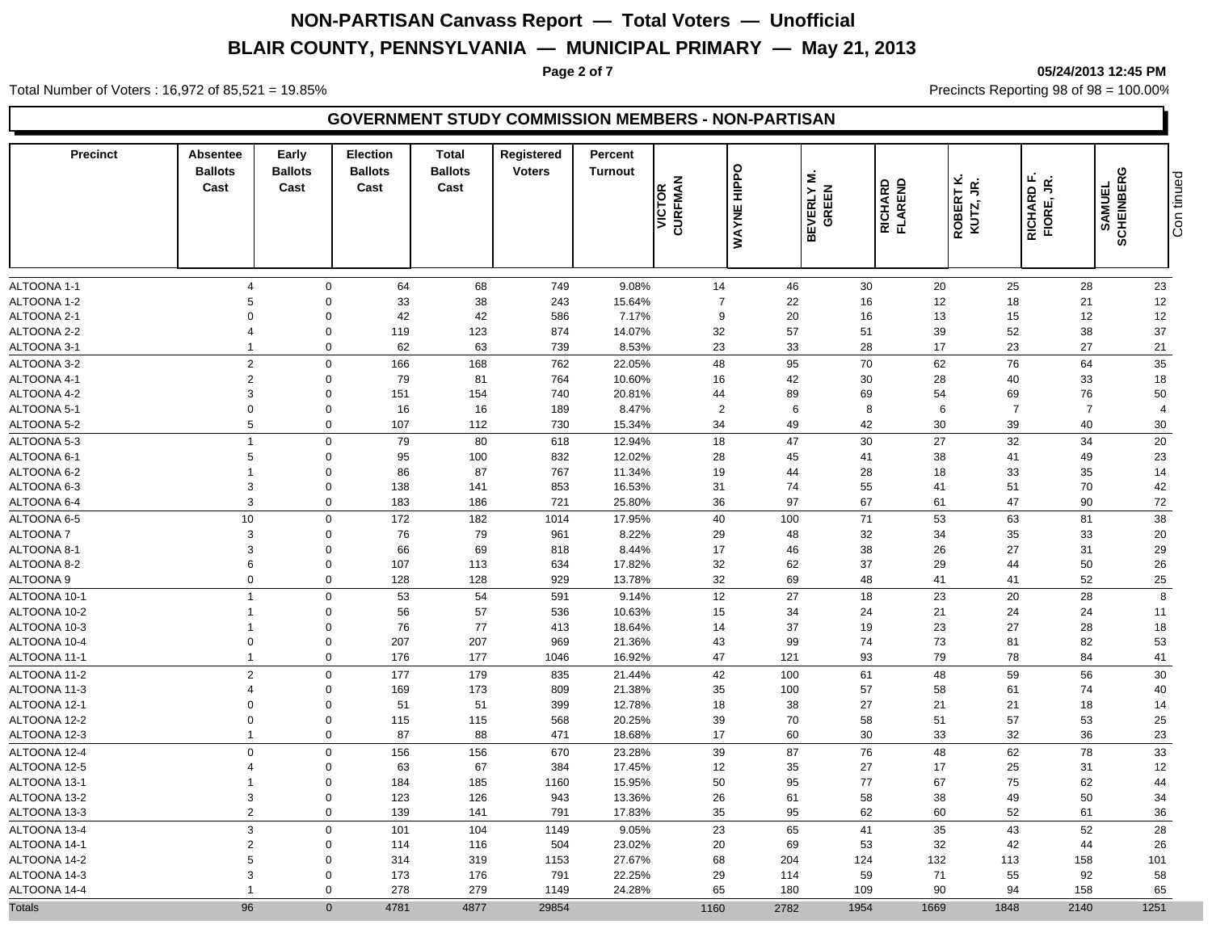# NON-PARTISAN Canvass Report — Total Voters — Unofficial

# BLAIR COUNTY, PENNSYLVANIA — MUNICIPAL PRIMARY — May 21, 2013

05/24/2013 12:45 PM

Total Number of Voters : 16,972 of 85,521 = 19.85%

Precincts Reporting 98 of 98 = 100.00%

## GOVERNMENT STUDY COMMISSION MEMBERS - NON-PARTISAN

| Precinct | Absentee Ballots Cast | Early Ballots Cast | Election Ballots Cast | Total Ballots Cast | Registered Voters | Percent Turnout | VICTOR CURFMAN | WAYNE HIPPO | BEVERLY M. GREEN | RICHARD FLAREND | ROBERT K. KUTZ, JR. | RICHARD F. FIORE, JR. | SAMUEL SCHEINBERG |
|---|---|---|---|---|---|---|---|---|---|---|---|---|---|
| ALTOONA 1-1 | 4 | 0 | 64 | 68 | 749 | 9.08% | 14 | 46 | 30 | 20 | 25 | 28 | 23 |
| ALTOONA 1-2 | 5 | 0 | 33 | 38 | 243 | 15.64% | 7 | 22 | 16 | 12 | 18 | 21 | 12 |
| ALTOONA 2-1 | 0 | 0 | 42 | 42 | 586 | 7.17% | 9 | 20 | 16 | 13 | 15 | 12 | 12 |
| ALTOONA 2-2 | 4 | 0 | 119 | 123 | 874 | 14.07% | 32 | 57 | 51 | 39 | 52 | 38 | 37 |
| ALTOONA 3-1 | 1 | 0 | 62 | 63 | 739 | 8.53% | 23 | 33 | 28 | 17 | 23 | 27 | 21 |
| ALTOONA 3-2 | 2 | 0 | 166 | 168 | 762 | 22.05% | 48 | 95 | 70 | 62 | 76 | 64 | 35 |
| ALTOONA 4-1 | 2 | 0 | 79 | 81 | 764 | 10.60% | 16 | 42 | 30 | 28 | 40 | 33 | 18 |
| ALTOONA 4-2 | 3 | 0 | 151 | 154 | 740 | 20.81% | 44 | 89 | 69 | 54 | 69 | 76 | 50 |
| ALTOONA 5-1 | 0 | 0 | 16 | 16 | 189 | 8.47% | 2 | 6 | 8 | 6 | 7 | 7 | 4 |
| ALTOONA 5-2 | 5 | 0 | 107 | 112 | 730 | 15.34% | 34 | 49 | 42 | 30 | 39 | 40 | 30 |
| ALTOONA 5-3 | 1 | 0 | 79 | 80 | 618 | 12.94% | 18 | 47 | 30 | 27 | 32 | 34 | 20 |
| ALTOONA 6-1 | 5 | 0 | 95 | 100 | 832 | 12.02% | 28 | 45 | 41 | 38 | 41 | 49 | 23 |
| ALTOONA 6-2 | 1 | 0 | 86 | 87 | 767 | 11.34% | 19 | 44 | 28 | 18 | 33 | 35 | 14 |
| ALTOONA 6-3 | 3 | 0 | 138 | 141 | 853 | 16.53% | 31 | 74 | 55 | 41 | 51 | 70 | 42 |
| ALTOONA 6-4 | 3 | 0 | 183 | 186 | 721 | 25.80% | 36 | 97 | 67 | 61 | 47 | 90 | 72 |
| ALTOONA 6-5 | 10 | 0 | 172 | 182 | 1014 | 17.95% | 40 | 100 | 71 | 53 | 63 | 81 | 38 |
| ALTOONA 7 | 3 | 0 | 76 | 79 | 961 | 8.22% | 29 | 48 | 32 | 34 | 35 | 33 | 20 |
| ALTOONA 8-1 | 3 | 0 | 66 | 69 | 818 | 8.44% | 17 | 46 | 38 | 26 | 27 | 31 | 29 |
| ALTOONA 8-2 | 6 | 0 | 107 | 113 | 634 | 17.82% | 32 | 62 | 37 | 29 | 44 | 50 | 26 |
| ALTOONA 9 | 0 | 0 | 128 | 128 | 929 | 13.78% | 32 | 69 | 48 | 41 | 41 | 52 | 25 |
| ALTOONA 10-1 | 1 | 0 | 53 | 54 | 591 | 9.14% | 12 | 27 | 18 | 23 | 20 | 28 | 8 |
| ALTOONA 10-2 | 1 | 0 | 56 | 57 | 536 | 10.63% | 15 | 34 | 24 | 21 | 24 | 24 | 11 |
| ALTOONA 10-3 | 1 | 0 | 76 | 77 | 413 | 18.64% | 14 | 37 | 19 | 23 | 27 | 28 | 18 |
| ALTOONA 10-4 | 0 | 0 | 207 | 207 | 969 | 21.36% | 43 | 99 | 74 | 73 | 81 | 82 | 53 |
| ALTOONA 11-1 | 1 | 0 | 176 | 177 | 1046 | 16.92% | 47 | 121 | 93 | 79 | 78 | 84 | 41 |
| ALTOONA 11-2 | 2 | 0 | 177 | 179 | 835 | 21.44% | 42 | 100 | 61 | 48 | 59 | 56 | 30 |
| ALTOONA 11-3 | 4 | 0 | 169 | 173 | 809 | 21.38% | 35 | 100 | 57 | 58 | 61 | 74 | 40 |
| ALTOONA 12-1 | 0 | 0 | 51 | 51 | 399 | 12.78% | 18 | 38 | 27 | 21 | 21 | 18 | 14 |
| ALTOONA 12-2 | 0 | 0 | 115 | 115 | 568 | 20.25% | 39 | 70 | 58 | 51 | 57 | 53 | 25 |
| ALTOONA 12-3 | 1 | 0 | 87 | 88 | 471 | 18.68% | 17 | 60 | 30 | 33 | 32 | 36 | 23 |
| ALTOONA 12-4 | 0 | 0 | 156 | 156 | 670 | 23.28% | 39 | 87 | 76 | 48 | 62 | 78 | 33 |
| ALTOONA 12-5 | 4 | 0 | 63 | 67 | 384 | 17.45% | 12 | 35 | 27 | 17 | 25 | 31 | 12 |
| ALTOONA 13-1 | 1 | 0 | 184 | 185 | 1160 | 15.95% | 50 | 95 | 77 | 67 | 75 | 62 | 44 |
| ALTOONA 13-2 | 3 | 0 | 123 | 126 | 943 | 13.36% | 26 | 61 | 58 | 38 | 49 | 50 | 34 |
| ALTOONA 13-3 | 2 | 0 | 139 | 141 | 791 | 17.83% | 35 | 95 | 62 | 60 | 52 | 61 | 36 |
| ALTOONA 13-4 | 3 | 0 | 101 | 104 | 1149 | 9.05% | 23 | 65 | 41 | 35 | 43 | 52 | 28 |
| ALTOONA 14-1 | 2 | 0 | 114 | 116 | 504 | 23.02% | 20 | 69 | 53 | 32 | 42 | 44 | 26 |
| ALTOONA 14-2 | 5 | 0 | 314 | 319 | 1153 | 27.67% | 68 | 204 | 124 | 132 | 113 | 158 | 101 |
| ALTOONA 14-3 | 3 | 0 | 173 | 176 | 791 | 22.25% | 29 | 114 | 59 | 71 | 55 | 92 | 58 |
| ALTOONA 14-4 | 1 | 0 | 278 | 279 | 1149 | 24.28% | 65 | 180 | 109 | 90 | 94 | 158 | 65 |
| Totals | 96 | 0 | 4781 | 4877 | 29854 | | 1160 | 2782 | 1954 | 1669 | 1848 | 2140 | 1251 |

Continued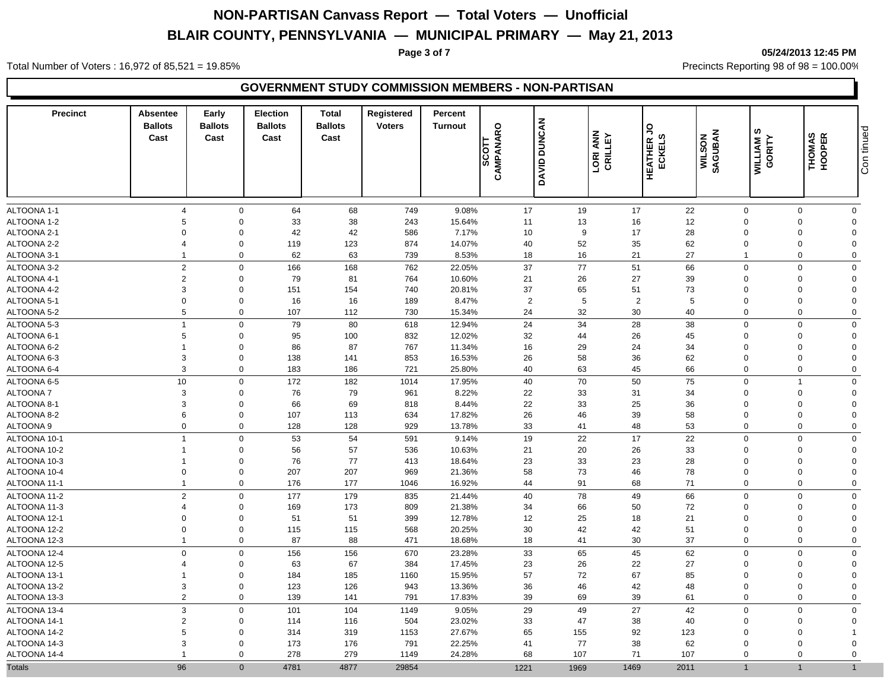# NON-PARTISAN Canvass Report — Total Voters — Unofficial

# BLAIR COUNTY, PENNSYLVANIA — MUNICIPAL PRIMARY — May 21, 2013

05/24/2013 12:45 PM

Total Number of Voters : 16,972 of 85,521 = 19.85%

Precincts Reporting 98 of 98 = 100.00%

## GOVERNMENT STUDY COMMISSION MEMBERS - NON-PARTISAN

| Precinct | Absentee Ballots Cast | Early Ballots Cast | Election Ballots Cast | Total Ballots Cast | Registered Voters | Percent Turnout | SCOTT CAMPANARO | DAVID DUNCAN | LORI ANN CRILLEY | HEATHER JO ECKELS | WILSON SAGUBAN | WILLIAM S GORITY | THOMAS HOOPER |
|---|---|---|---|---|---|---|---|---|---|---|---|---|---|
| ALTOONA 1-1 | 4 | 0 | 64 | 68 | 749 | 9.08% | 17 | 19 | 17 | 22 | 0 | 0 | 0 |
| ALTOONA 1-2 | 5 | 0 | 33 | 38 | 243 | 15.64% | 11 | 13 | 16 | 12 | 0 | 0 | 0 |
| ALTOONA 2-1 | 0 | 0 | 42 | 42 | 586 | 7.17% | 10 | 9 | 17 | 28 | 0 | 0 | 0 |
| ALTOONA 2-2 | 4 | 0 | 119 | 123 | 874 | 14.07% | 40 | 52 | 35 | 62 | 0 | 0 | 0 |
| ALTOONA 3-1 | 1 | 0 | 62 | 63 | 739 | 8.53% | 18 | 16 | 21 | 27 | 1 | 0 | 0 |
| ALTOONA 3-2 | 2 | 0 | 166 | 168 | 762 | 22.05% | 37 | 77 | 51 | 66 | 0 | 0 | 0 |
| ALTOONA 4-1 | 2 | 0 | 79 | 81 | 764 | 10.60% | 21 | 26 | 27 | 39 | 0 | 0 | 0 |
| ALTOONA 4-2 | 3 | 0 | 151 | 154 | 740 | 20.81% | 37 | 65 | 51 | 73 | 0 | 0 | 0 |
| ALTOONA 5-1 | 0 | 0 | 16 | 16 | 189 | 8.47% | 2 | 5 | 2 | 5 | 0 | 0 | 0 |
| ALTOONA 5-2 | 5 | 0 | 107 | 112 | 730 | 15.34% | 24 | 32 | 30 | 40 | 0 | 0 | 0 |
| ALTOONA 5-3 | 1 | 0 | 79 | 80 | 618 | 12.94% | 24 | 34 | 28 | 38 | 0 | 0 | 0 |
| ALTOONA 6-1 | 5 | 0 | 95 | 100 | 832 | 12.02% | 32 | 44 | 26 | 45 | 0 | 0 | 0 |
| ALTOONA 6-2 | 1 | 0 | 86 | 87 | 767 | 11.34% | 16 | 29 | 24 | 34 | 0 | 0 | 0 |
| ALTOONA 6-3 | 3 | 0 | 138 | 141 | 853 | 16.53% | 26 | 58 | 36 | 62 | 0 | 0 | 0 |
| ALTOONA 6-4 | 3 | 0 | 183 | 186 | 721 | 25.80% | 40 | 63 | 45 | 66 | 0 | 0 | 0 |
| ALTOONA 6-5 | 10 | 0 | 172 | 182 | 1014 | 17.95% | 40 | 70 | 50 | 75 | 0 | 1 | 0 |
| ALTOONA 7 | 3 | 0 | 76 | 79 | 961 | 8.22% | 22 | 33 | 31 | 34 | 0 | 0 | 0 |
| ALTOONA 8-1 | 3 | 0 | 66 | 69 | 818 | 8.44% | 22 | 33 | 25 | 36 | 0 | 0 | 0 |
| ALTOONA 8-2 | 6 | 0 | 107 | 113 | 634 | 17.82% | 26 | 46 | 39 | 58 | 0 | 0 | 0 |
| ALTOONA 9 | 0 | 0 | 128 | 128 | 929 | 13.78% | 33 | 41 | 48 | 53 | 0 | 0 | 0 |
| ALTOONA 10-1 | 1 | 0 | 53 | 54 | 591 | 9.14% | 19 | 22 | 17 | 22 | 0 | 0 | 0 |
| ALTOONA 10-2 | 1 | 0 | 56 | 57 | 536 | 10.63% | 21 | 20 | 26 | 33 | 0 | 0 | 0 |
| ALTOONA 10-3 | 1 | 0 | 76 | 77 | 413 | 18.64% | 23 | 33 | 23 | 28 | 0 | 0 | 0 |
| ALTOONA 10-4 | 0 | 0 | 207 | 207 | 969 | 21.36% | 58 | 73 | 46 | 78 | 0 | 0 | 0 |
| ALTOONA 11-1 | 1 | 0 | 176 | 177 | 1046 | 16.92% | 44 | 91 | 68 | 71 | 0 | 0 | 0 |
| ALTOONA 11-2 | 2 | 0 | 177 | 179 | 835 | 21.44% | 40 | 78 | 49 | 66 | 0 | 0 | 0 |
| ALTOONA 11-3 | 4 | 0 | 169 | 173 | 809 | 21.38% | 34 | 66 | 50 | 72 | 0 | 0 | 0 |
| ALTOONA 12-1 | 0 | 0 | 51 | 51 | 399 | 12.78% | 12 | 25 | 18 | 21 | 0 | 0 | 0 |
| ALTOONA 12-2 | 0 | 0 | 115 | 115 | 568 | 20.25% | 30 | 42 | 42 | 51 | 0 | 0 | 0 |
| ALTOONA 12-3 | 1 | 0 | 87 | 88 | 471 | 18.68% | 18 | 41 | 30 | 37 | 0 | 0 | 0 |
| ALTOONA 12-4 | 0 | 0 | 156 | 156 | 670 | 23.28% | 33 | 65 | 45 | 62 | 0 | 0 | 0 |
| ALTOONA 12-5 | 4 | 0 | 63 | 67 | 384 | 17.45% | 23 | 26 | 22 | 27 | 0 | 0 | 0 |
| ALTOONA 13-1 | 1 | 0 | 184 | 185 | 1160 | 15.95% | 57 | 72 | 67 | 85 | 0 | 0 | 0 |
| ALTOONA 13-2 | 3 | 0 | 123 | 126 | 943 | 13.36% | 36 | 46 | 42 | 48 | 0 | 0 | 0 |
| ALTOONA 13-3 | 2 | 0 | 139 | 141 | 791 | 17.83% | 39 | 69 | 39 | 61 | 0 | 0 | 0 |
| ALTOONA 13-4 | 3 | 0 | 101 | 104 | 1149 | 9.05% | 29 | 49 | 27 | 42 | 0 | 0 | 0 |
| ALTOONA 14-1 | 2 | 0 | 114 | 116 | 504 | 23.02% | 33 | 47 | 38 | 40 | 0 | 0 | 0 |
| ALTOONA 14-2 | 5 | 0 | 314 | 319 | 1153 | 27.67% | 65 | 155 | 92 | 123 | 0 | 0 | 1 |
| ALTOONA 14-3 | 3 | 0 | 173 | 176 | 791 | 22.25% | 41 | 77 | 38 | 62 | 0 | 0 | 0 |
| ALTOONA 14-4 | 1 | 0 | 278 | 279 | 1149 | 24.28% | 68 | 107 | 71 | 107 | 0 | 0 | 0 |
| Totals | 96 | 0 | 4781 | 4877 | 29854 | | 1221 | 1969 | 1469 | 2011 | 1 | 1 | 1 |

Continued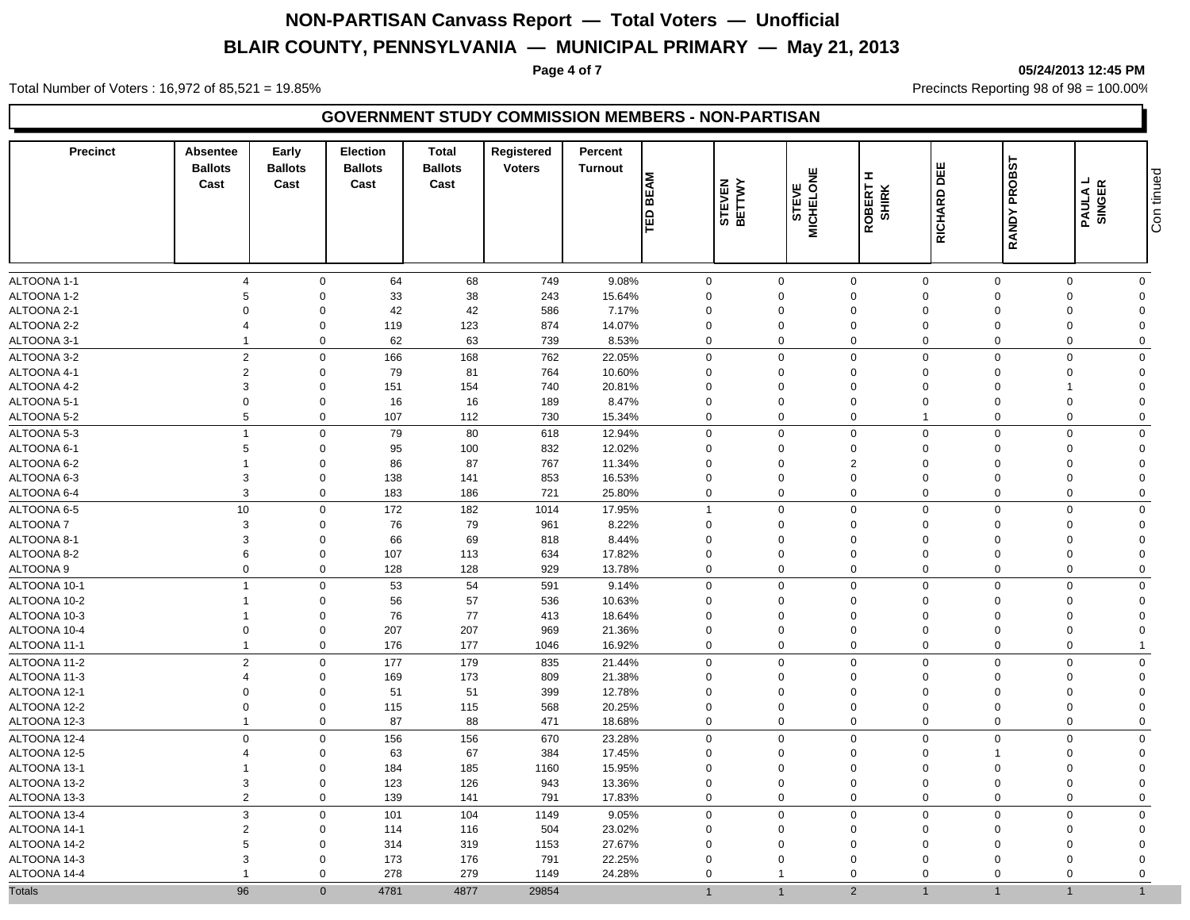# NON-PARTISAN Canvass Report — Total Voters — Unofficial

## BLAIR COUNTY, PENNSYLVANIA — MUNICIPAL PRIMARY — May 21, 2013

05/24/2013 12:45 PM

Total Number of Voters : 16,972 of 85,521 = 19.85%

Precincts Reporting 98 of 98 = 100.00%

### GOVERNMENT STUDY COMMISSION MEMBERS - NON-PARTISAN

| Precinct | Absentee Ballots Cast | Early Ballots Cast | Election Ballots Cast | Total Ballots Cast | Registered Voters | Percent Turnout | TED BEAM | STEVEN BETTWY | STEVE MICHELONE | ROBERT H SHIRK | RICHARD DEE | RANDY PROBST | PAULA L SINGER |
|---|---|---|---|---|---|---|---|---|---|---|---|---|---|
| ALTOONA 1-1 | 4 | 0 | 64 | 68 | 749 | 9.08% | 0 | 0 | 0 | 0 | 0 | 0 | 0 |
| ALTOONA 1-2 | 5 | 0 | 33 | 38 | 243 | 15.64% | 0 | 0 | 0 | 0 | 0 | 0 | 0 |
| ALTOONA 2-1 | 0 | 0 | 42 | 42 | 586 | 7.17% | 0 | 0 | 0 | 0 | 0 | 0 | 0 |
| ALTOONA 2-2 | 4 | 0 | 119 | 123 | 874 | 14.07% | 0 | 0 | 0 | 0 | 0 | 0 | 0 |
| ALTOONA 3-1 | 1 | 0 | 62 | 63 | 739 | 8.53% | 0 | 0 | 0 | 0 | 0 | 0 | 0 |
| ALTOONA 3-2 | 2 | 0 | 166 | 168 | 762 | 22.05% | 0 | 0 | 0 | 0 | 0 | 0 | 0 |
| ALTOONA 4-1 | 2 | 0 | 79 | 81 | 764 | 10.60% | 0 | 0 | 0 | 0 | 0 | 0 | 0 |
| ALTOONA 4-2 | 3 | 0 | 151 | 154 | 740 | 20.81% | 0 | 0 | 0 | 0 | 0 | 1 | 0 |
| ALTOONA 5-1 | 0 | 0 | 16 | 16 | 189 | 8.47% | 0 | 0 | 0 | 0 | 0 | 0 | 0 |
| ALTOONA 5-2 | 5 | 0 | 107 | 112 | 730 | 15.34% | 0 | 0 | 0 | 1 | 0 | 0 | 0 |
| ALTOONA 5-3 | 1 | 0 | 79 | 80 | 618 | 12.94% | 0 | 0 | 0 | 0 | 0 | 0 | 0 |
| ALTOONA 6-1 | 5 | 0 | 95 | 100 | 832 | 12.02% | 0 | 0 | 0 | 0 | 0 | 0 | 0 |
| ALTOONA 6-2 | 1 | 0 | 86 | 87 | 767 | 11.34% | 0 | 0 | 2 | 0 | 0 | 0 | 0 |
| ALTOONA 6-3 | 3 | 0 | 138 | 141 | 853 | 16.53% | 0 | 0 | 0 | 0 | 0 | 0 | 0 |
| ALTOONA 6-4 | 3 | 0 | 183 | 186 | 721 | 25.80% | 0 | 0 | 0 | 0 | 0 | 0 | 0 |
| ALTOONA 6-5 | 10 | 0 | 172 | 182 | 1014 | 17.95% | 1 | 0 | 0 | 0 | 0 | 0 | 0 |
| ALTOONA 7 | 3 | 0 | 76 | 79 | 961 | 8.22% | 0 | 0 | 0 | 0 | 0 | 0 | 0 |
| ALTOONA 8-1 | 3 | 0 | 66 | 69 | 818 | 8.44% | 0 | 0 | 0 | 0 | 0 | 0 | 0 |
| ALTOONA 8-2 | 6 | 0 | 107 | 113 | 634 | 17.82% | 0 | 0 | 0 | 0 | 0 | 0 | 0 |
| ALTOONA 9 | 0 | 0 | 128 | 128 | 929 | 13.78% | 0 | 0 | 0 | 0 | 0 | 0 | 0 |
| ALTOONA 10-1 | 1 | 0 | 53 | 54 | 591 | 9.14% | 0 | 0 | 0 | 0 | 0 | 0 | 0 |
| ALTOONA 10-2 | 1 | 0 | 56 | 57 | 536 | 10.63% | 0 | 0 | 0 | 0 | 0 | 0 | 0 |
| ALTOONA 10-3 | 1 | 0 | 76 | 77 | 413 | 18.64% | 0 | 0 | 0 | 0 | 0 | 0 | 0 |
| ALTOONA 10-4 | 0 | 0 | 207 | 207 | 969 | 21.36% | 0 | 0 | 0 | 0 | 0 | 0 | 0 |
| ALTOONA 11-1 | 1 | 0 | 176 | 177 | 1046 | 16.92% | 0 | 0 | 0 | 0 | 0 | 0 | 1 |
| ALTOONA 11-2 | 2 | 0 | 177 | 179 | 835 | 21.44% | 0 | 0 | 0 | 0 | 0 | 0 | 0 |
| ALTOONA 11-3 | 4 | 0 | 169 | 173 | 809 | 21.38% | 0 | 0 | 0 | 0 | 0 | 0 | 0 |
| ALTOONA 12-1 | 0 | 0 | 51 | 51 | 399 | 12.78% | 0 | 0 | 0 | 0 | 0 | 0 | 0 |
| ALTOONA 12-2 | 0 | 0 | 115 | 115 | 568 | 20.25% | 0 | 0 | 0 | 0 | 0 | 0 | 0 |
| ALTOONA 12-3 | 1 | 0 | 87 | 88 | 471 | 18.68% | 0 | 0 | 0 | 0 | 0 | 0 | 0 |
| ALTOONA 12-4 | 0 | 0 | 156 | 156 | 670 | 23.28% | 0 | 0 | 0 | 0 | 0 | 0 | 0 |
| ALTOONA 12-5 | 4 | 0 | 63 | 67 | 384 | 17.45% | 0 | 0 | 0 | 0 | 1 | 0 | 0 |
| ALTOONA 13-1 | 1 | 0 | 184 | 185 | 1160 | 15.95% | 0 | 0 | 0 | 0 | 0 | 0 | 0 |
| ALTOONA 13-2 | 3 | 0 | 123 | 126 | 943 | 13.36% | 0 | 0 | 0 | 0 | 0 | 0 | 0 |
| ALTOONA 13-3 | 2 | 0 | 139 | 141 | 791 | 17.83% | 0 | 0 | 0 | 0 | 0 | 0 | 0 |
| ALTOONA 13-4 | 3 | 0 | 101 | 104 | 1149 | 9.05% | 0 | 0 | 0 | 0 | 0 | 0 | 0 |
| ALTOONA 14-1 | 2 | 0 | 114 | 116 | 504 | 23.02% | 0 | 0 | 0 | 0 | 0 | 0 | 0 |
| ALTOONA 14-2 | 5 | 0 | 314 | 319 | 1153 | 27.67% | 0 | 0 | 0 | 0 | 0 | 0 | 0 |
| ALTOONA 14-3 | 3 | 0 | 173 | 176 | 791 | 22.25% | 0 | 0 | 0 | 0 | 0 | 0 | 0 |
| ALTOONA 14-4 | 1 | 0 | 278 | 279 | 1149 | 24.28% | 0 | 1 | 0 | 0 | 0 | 0 | 0 |
| Totals | 96 | 0 | 4781 | 4877 | 29854 | | 1 | 1 | 2 | 1 | 1 | 1 | 1 |

Continued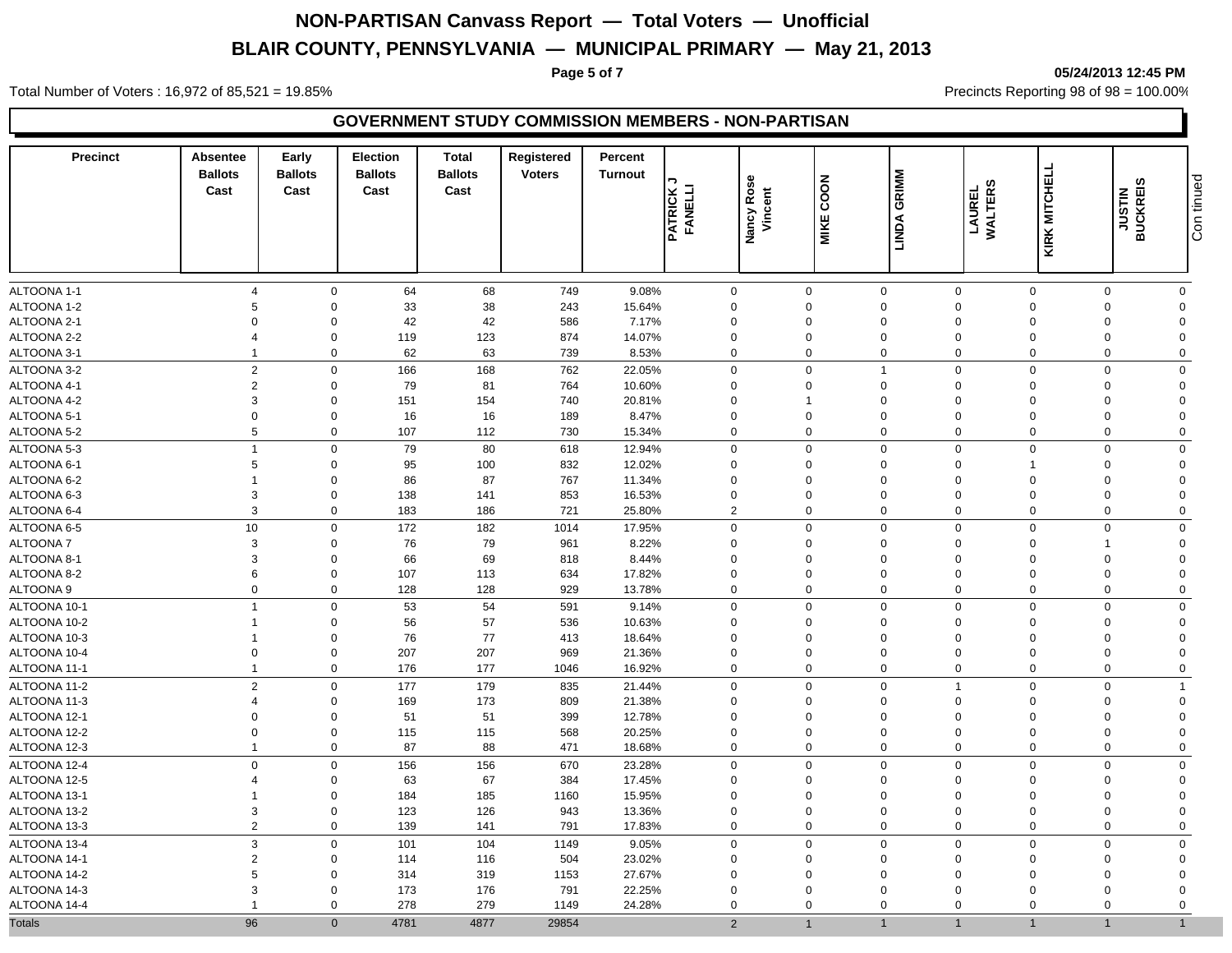# NON-PARTISAN Canvass Report — Total Voters — Unofficial

## BLAIR COUNTY, PENNSYLVANIA — MUNICIPAL PRIMARY — May 21, 2013

05/24/2013 12:45 PM

Total Number of Voters : 16,972 of 85,521 = 19.85%

Precincts Reporting 98 of 98 = 100.00%

### GOVERNMENT STUDY COMMISSION MEMBERS - NON-PARTISAN

| Precinct | Absentee Ballots Cast | Early Ballots Cast | Election Ballots Cast | Total Ballots Cast | Registered Voters | Percent Turnout | PATRICK J FANELLI | Nancy Rose Vincent | MIKE COON | LINDA GRIMM | LAUREL WALTERS | KIRK MITCHELL | JUSTIN BUCKREIS |
|---|---|---|---|---|---|---|---|---|---|---|---|---|---|
| ALTOONA 1-1 | 4 | 0 | 64 | 68 | 749 | 9.08% | 0 | 0 | 0 | 0 | 0 | 0 | 0 |
| ALTOONA 1-2 | 5 | 0 | 33 | 38 | 243 | 15.64% | 0 | 0 | 0 | 0 | 0 | 0 | 0 |
| ALTOONA 2-1 | 0 | 0 | 42 | 42 | 586 | 7.17% | 0 | 0 | 0 | 0 | 0 | 0 | 0 |
| ALTOONA 2-2 | 4 | 0 | 119 | 123 | 874 | 14.07% | 0 | 0 | 0 | 0 | 0 | 0 | 0 |
| ALTOONA 3-1 | 1 | 0 | 62 | 63 | 739 | 8.53% | 0 | 0 | 0 | 0 | 0 | 0 | 0 |
| ALTOONA 3-2 | 2 | 0 | 166 | 168 | 762 | 22.05% | 0 | 0 | 1 | 0 | 0 | 0 | 0 |
| ALTOONA 4-1 | 2 | 0 | 79 | 81 | 764 | 10.60% | 0 | 0 | 0 | 0 | 0 | 0 | 0 |
| ALTOONA 4-2 | 3 | 0 | 151 | 154 | 740 | 20.81% | 0 | 1 | 0 | 0 | 0 | 0 | 0 |
| ALTOONA 5-1 | 0 | 0 | 16 | 16 | 189 | 8.47% | 0 | 0 | 0 | 0 | 0 | 0 | 0 |
| ALTOONA 5-2 | 5 | 0 | 107 | 112 | 730 | 15.34% | 0 | 0 | 0 | 0 | 0 | 0 | 0 |
| ALTOONA 5-3 | 1 | 0 | 79 | 80 | 618 | 12.94% | 0 | 0 | 0 | 0 | 0 | 0 | 0 |
| ALTOONA 6-1 | 5 | 0 | 95 | 100 | 832 | 12.02% | 0 | 0 | 0 | 0 | 1 | 0 | 0 |
| ALTOONA 6-2 | 1 | 0 | 86 | 87 | 767 | 11.34% | 0 | 0 | 0 | 0 | 0 | 0 | 0 |
| ALTOONA 6-3 | 3 | 0 | 138 | 141 | 853 | 16.53% | 0 | 0 | 0 | 0 | 0 | 0 | 0 |
| ALTOONA 6-4 | 3 | 0 | 183 | 186 | 721 | 25.80% | 2 | 0 | 0 | 0 | 0 | 0 | 0 |
| ALTOONA 6-5 | 10 | 0 | 172 | 182 | 1014 | 17.95% | 0 | 0 | 0 | 0 | 0 | 0 | 0 |
| ALTOONA 7 | 3 | 0 | 76 | 79 | 961 | 8.22% | 0 | 0 | 0 | 0 | 0 | 1 | 0 |
| ALTOONA 8-1 | 3 | 0 | 66 | 69 | 818 | 8.44% | 0 | 0 | 0 | 0 | 0 | 0 | 0 |
| ALTOONA 8-2 | 6 | 0 | 107 | 113 | 634 | 17.82% | 0 | 0 | 0 | 0 | 0 | 0 | 0 |
| ALTOONA 9 | 0 | 0 | 128 | 128 | 929 | 13.78% | 0 | 0 | 0 | 0 | 0 | 0 | 0 |
| ALTOONA 10-1 | 1 | 0 | 53 | 54 | 591 | 9.14% | 0 | 0 | 0 | 0 | 0 | 0 | 0 |
| ALTOONA 10-2 | 1 | 0 | 56 | 57 | 536 | 10.63% | 0 | 0 | 0 | 0 | 0 | 0 | 0 |
| ALTOONA 10-3 | 1 | 0 | 76 | 77 | 413 | 18.64% | 0 | 0 | 0 | 0 | 0 | 0 | 0 |
| ALTOONA 10-4 | 0 | 0 | 207 | 207 | 969 | 21.36% | 0 | 0 | 0 | 0 | 0 | 0 | 0 |
| ALTOONA 11-1 | 1 | 0 | 176 | 177 | 1046 | 16.92% | 0 | 0 | 0 | 0 | 0 | 0 | 0 |
| ALTOONA 11-2 | 2 | 0 | 177 | 179 | 835 | 21.44% | 0 | 0 | 0 | 1 | 0 | 0 | 1 |
| ALTOONA 11-3 | 4 | 0 | 169 | 173 | 809 | 21.38% | 0 | 0 | 0 | 0 | 0 | 0 | 0 |
| ALTOONA 12-1 | 0 | 0 | 51 | 51 | 399 | 12.78% | 0 | 0 | 0 | 0 | 0 | 0 | 0 |
| ALTOONA 12-2 | 0 | 0 | 115 | 115 | 568 | 20.25% | 0 | 0 | 0 | 0 | 0 | 0 | 0 |
| ALTOONA 12-3 | 1 | 0 | 87 | 88 | 471 | 18.68% | 0 | 0 | 0 | 0 | 0 | 0 | 0 |
| ALTOONA 12-4 | 0 | 0 | 156 | 156 | 670 | 23.28% | 0 | 0 | 0 | 0 | 0 | 0 | 0 |
| ALTOONA 12-5 | 4 | 0 | 63 | 67 | 384 | 17.45% | 0 | 0 | 0 | 0 | 0 | 0 | 0 |
| ALTOONA 13-1 | 1 | 0 | 184 | 185 | 1160 | 15.95% | 0 | 0 | 0 | 0 | 0 | 0 | 0 |
| ALTOONA 13-2 | 3 | 0 | 123 | 126 | 943 | 13.36% | 0 | 0 | 0 | 0 | 0 | 0 | 0 |
| ALTOONA 13-3 | 2 | 0 | 139 | 141 | 791 | 17.83% | 0 | 0 | 0 | 0 | 0 | 0 | 0 |
| ALTOONA 13-4 | 3 | 0 | 101 | 104 | 1149 | 9.05% | 0 | 0 | 0 | 0 | 0 | 0 | 0 |
| ALTOONA 14-1 | 2 | 0 | 114 | 116 | 504 | 23.02% | 0 | 0 | 0 | 0 | 0 | 0 | 0 |
| ALTOONA 14-2 | 5 | 0 | 314 | 319 | 1153 | 27.67% | 0 | 0 | 0 | 0 | 0 | 0 | 0 |
| ALTOONA 14-3 | 3 | 0 | 173 | 176 | 791 | 22.25% | 0 | 0 | 0 | 0 | 0 | 0 | 0 |
| ALTOONA 14-4 | 1 | 0 | 278 | 279 | 1149 | 24.28% | 0 | 0 | 0 | 0 | 0 | 0 | 0 |
| Totals | 96 | 0 | 4781 | 4877 | 29854 | | 2 | 1 | 1 | 1 | 1 | 1 | 1 |

Continued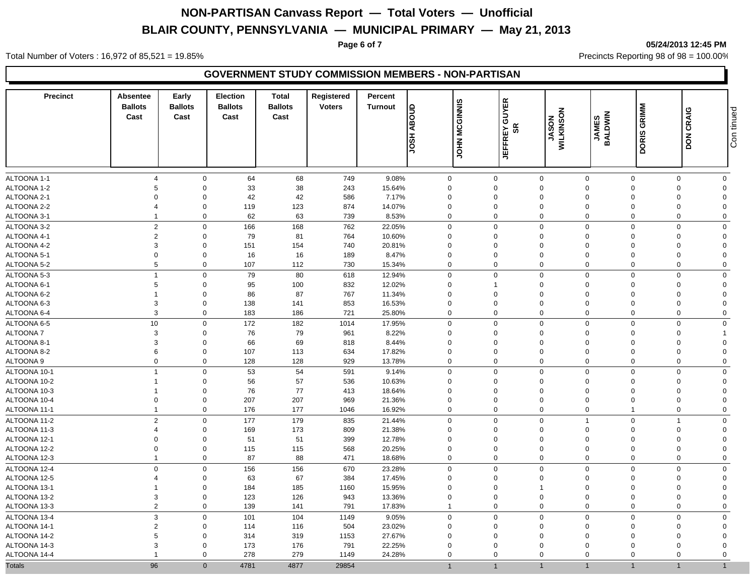# NON-PARTISAN Canvass Report — Total Voters — Unofficial

# BLAIR COUNTY, PENNSYLVANIA — MUNICIPAL PRIMARY — May 21, 2013

05/24/2013 12:45 PM

Total Number of Voters : 16,972 of 85,521 = 19.85%

Precincts Reporting 98 of 98 = 100.00%

## GOVERNMENT STUDY COMMISSION MEMBERS - NON-PARTISAN

| Precinct | Absentee Ballots Cast | Early Ballots Cast | Election Ballots Cast | Total Ballots Cast | Registered Voters | Percent Turnout | JOSH ABOUD | JOHN MCGINNIS | JEFFREY GUYER SR | JASON WILKINSON | JAMES BALDWIN | DORIS GRIMM | DON CRAIG |
|---|---|---|---|---|---|---|---|---|---|---|---|---|---|
| ALTOONA 1-1 | 4 | 0 | 64 | 68 | 749 | 9.08% | 0 | 0 | 0 | 0 | 0 | 0 | 0 |
| ALTOONA 1-2 | 5 | 0 | 33 | 38 | 243 | 15.64% | 0 | 0 | 0 | 0 | 0 | 0 | 0 |
| ALTOONA 2-1 | 0 | 0 | 42 | 42 | 586 | 7.17% | 0 | 0 | 0 | 0 | 0 | 0 | 0 |
| ALTOONA 2-2 | 4 | 0 | 119 | 123 | 874 | 14.07% | 0 | 0 | 0 | 0 | 0 | 0 | 0 |
| ALTOONA 3-1 | 1 | 0 | 62 | 63 | 739 | 8.53% | 0 | 0 | 0 | 0 | 0 | 0 | 0 |
| ALTOONA 3-2 | 2 | 0 | 166 | 168 | 762 | 22.05% | 0 | 0 | 0 | 0 | 0 | 0 | 0 |
| ALTOONA 4-1 | 2 | 0 | 79 | 81 | 764 | 10.60% | 0 | 0 | 0 | 0 | 0 | 0 | 0 |
| ALTOONA 4-2 | 3 | 0 | 151 | 154 | 740 | 20.81% | 0 | 0 | 0 | 0 | 0 | 0 | 0 |
| ALTOONA 5-1 | 0 | 0 | 16 | 16 | 189 | 8.47% | 0 | 0 | 0 | 0 | 0 | 0 | 0 |
| ALTOONA 5-2 | 5 | 0 | 107 | 112 | 730 | 15.34% | 0 | 0 | 0 | 0 | 0 | 0 | 0 |
| ALTOONA 5-3 | 1 | 0 | 79 | 80 | 618 | 12.94% | 0 | 0 | 0 | 0 | 0 | 0 | 0 |
| ALTOONA 6-1 | 5 | 0 | 95 | 100 | 832 | 12.02% | 0 | 1 | 0 | 0 | 0 | 0 | 0 |
| ALTOONA 6-2 | 1 | 0 | 86 | 87 | 767 | 11.34% | 0 | 0 | 0 | 0 | 0 | 0 | 0 |
| ALTOONA 6-3 | 3 | 0 | 138 | 141 | 853 | 16.53% | 0 | 0 | 0 | 0 | 0 | 0 | 0 |
| ALTOONA 6-4 | 3 | 0 | 183 | 186 | 721 | 25.80% | 0 | 0 | 0 | 0 | 0 | 0 | 0 |
| ALTOONA 6-5 | 10 | 0 | 172 | 182 | 1014 | 17.95% | 0 | 0 | 0 | 0 | 0 | 0 | 0 |
| ALTOONA 7 | 3 | 0 | 76 | 79 | 961 | 8.22% | 0 | 0 | 0 | 0 | 0 | 0 | 1 |
| ALTOONA 8-1 | 3 | 0 | 66 | 69 | 818 | 8.44% | 0 | 0 | 0 | 0 | 0 | 0 | 0 |
| ALTOONA 8-2 | 6 | 0 | 107 | 113 | 634 | 17.82% | 0 | 0 | 0 | 0 | 0 | 0 | 0 |
| ALTOONA 9 | 0 | 0 | 128 | 128 | 929 | 13.78% | 0 | 0 | 0 | 0 | 0 | 0 | 0 |
| ALTOONA 10-1 | 1 | 0 | 53 | 54 | 591 | 9.14% | 0 | 0 | 0 | 0 | 0 | 0 | 0 |
| ALTOONA 10-2 | 1 | 0 | 56 | 57 | 536 | 10.63% | 0 | 0 | 0 | 0 | 0 | 0 | 0 |
| ALTOONA 10-3 | 1 | 0 | 76 | 77 | 413 | 18.64% | 0 | 0 | 0 | 0 | 0 | 0 | 0 |
| ALTOONA 10-4 | 0 | 0 | 207 | 207 | 969 | 21.36% | 0 | 0 | 0 | 0 | 0 | 0 | 0 |
| ALTOONA 11-1 | 1 | 0 | 176 | 177 | 1046 | 16.92% | 0 | 0 | 0 | 0 | 1 | 0 | 0 |
| ALTOONA 11-2 | 2 | 0 | 177 | 179 | 835 | 21.44% | 0 | 0 | 0 | 1 | 0 | 1 | 0 |
| ALTOONA 11-3 | 4 | 0 | 169 | 173 | 809 | 21.38% | 0 | 0 | 0 | 0 | 0 | 0 | 0 |
| ALTOONA 12-1 | 0 | 0 | 51 | 51 | 399 | 12.78% | 0 | 0 | 0 | 0 | 0 | 0 | 0 |
| ALTOONA 12-2 | 0 | 0 | 115 | 115 | 568 | 20.25% | 0 | 0 | 0 | 0 | 0 | 0 | 0 |
| ALTOONA 12-3 | 1 | 0 | 87 | 88 | 471 | 18.68% | 0 | 0 | 0 | 0 | 0 | 0 | 0 |
| ALTOONA 12-4 | 0 | 0 | 156 | 156 | 670 | 23.28% | 0 | 0 | 0 | 0 | 0 | 0 | 0 |
| ALTOONA 12-5 | 4 | 0 | 63 | 67 | 384 | 17.45% | 0 | 0 | 0 | 0 | 0 | 0 | 0 |
| ALTOONA 13-1 | 1 | 0 | 184 | 185 | 1160 | 15.95% | 0 | 0 | 1 | 0 | 0 | 0 | 0 |
| ALTOONA 13-2 | 3 | 0 | 123 | 126 | 943 | 13.36% | 0 | 0 | 0 | 0 | 0 | 0 | 0 |
| ALTOONA 13-3 | 2 | 0 | 139 | 141 | 791 | 17.83% | 1 | 0 | 0 | 0 | 0 | 0 | 0 |
| ALTOONA 13-4 | 3 | 0 | 101 | 104 | 1149 | 9.05% | 0 | 0 | 0 | 0 | 0 | 0 | 0 |
| ALTOONA 14-1 | 2 | 0 | 114 | 116 | 504 | 23.02% | 0 | 0 | 0 | 0 | 0 | 0 | 0 |
| ALTOONA 14-2 | 5 | 0 | 314 | 319 | 1153 | 27.67% | 0 | 0 | 0 | 0 | 0 | 0 | 0 |
| ALTOONA 14-3 | 3 | 0 | 173 | 176 | 791 | 22.25% | 0 | 0 | 0 | 0 | 0 | 0 | 0 |
| ALTOONA 14-4 | 1 | 0 | 278 | 279 | 1149 | 24.28% | 0 | 0 | 0 | 0 | 0 | 0 | 0 |
| Totals | 96 | 0 | 4781 | 4877 | 29854 | | 1 | 1 | 1 | 1 | 1 | 1 | 1 |

Continued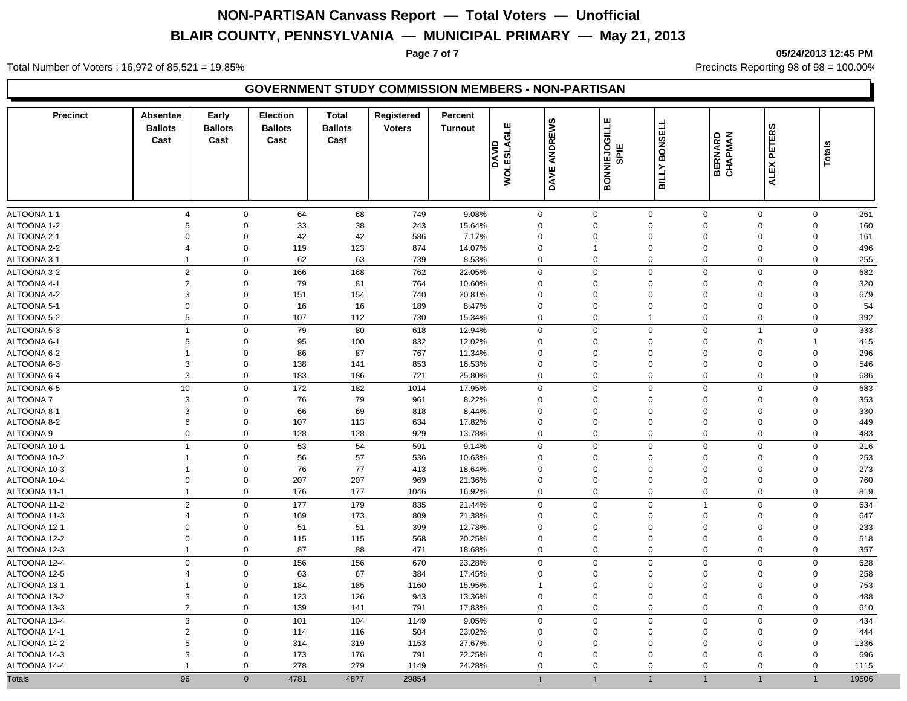# NON-PARTISAN Canvass Report — Total Voters — Unofficial

## BLAIR COUNTY, PENNSYLVANIA — MUNICIPAL PRIMARY — May 21, 2013

05/24/2013 12:45 PM

Total Number of Voters : 16,972 of 85,521 = 19.85%

Precincts Reporting 98 of 98 = 100.00%

### GOVERNMENT STUDY COMMISSION MEMBERS - NON-PARTISAN

| Precinct | Absentee Ballots Cast | Early Ballots Cast | Election Ballots Cast | Total Ballots Cast | Registered Voters | Percent Turnout | DAVID WOLESLAGLE | DAVE ANDREWS | BONNIEJOGILLE SPIE | BILLY BONSELL | BERNARD CHAPMAN | ALEX PETERS | Totals |
|---|---|---|---|---|---|---|---|---|---|---|---|---|---|
| ALTOONA 1-1 | 4 | 0 | 64 | 68 | 749 | 9.08% | 0 | 0 | 0 | 0 | 0 | 0 | 261 |
| ALTOONA 1-2 | 5 | 0 | 33 | 38 | 243 | 15.64% | 0 | 0 | 0 | 0 | 0 | 0 | 160 |
| ALTOONA 2-1 | 0 | 0 | 42 | 42 | 586 | 7.17% | 0 | 0 | 0 | 0 | 0 | 0 | 161 |
| ALTOONA 2-2 | 4 | 0 | 119 | 123 | 874 | 14.07% | 0 | 1 | 0 | 0 | 0 | 0 | 496 |
| ALTOONA 3-1 | 1 | 0 | 62 | 63 | 739 | 8.53% | 0 | 0 | 0 | 0 | 0 | 0 | 255 |
| ALTOONA 3-2 | 2 | 0 | 166 | 168 | 762 | 22.05% | 0 | 0 | 0 | 0 | 0 | 0 | 682 |
| ALTOONA 4-1 | 2 | 0 | 79 | 81 | 764 | 10.60% | 0 | 0 | 0 | 0 | 0 | 0 | 320 |
| ALTOONA 4-2 | 3 | 0 | 151 | 154 | 740 | 20.81% | 0 | 0 | 0 | 0 | 0 | 0 | 679 |
| ALTOONA 5-1 | 0 | 0 | 16 | 16 | 189 | 8.47% | 0 | 0 | 0 | 0 | 0 | 0 | 54 |
| ALTOONA 5-2 | 5 | 0 | 107 | 112 | 730 | 15.34% | 0 | 0 | 1 | 0 | 0 | 0 | 392 |
| ALTOONA 5-3 | 1 | 0 | 79 | 80 | 618 | 12.94% | 0 | 0 | 0 | 0 | 1 | 0 | 333 |
| ALTOONA 6-1 | 5 | 0 | 95 | 100 | 832 | 12.02% | 0 | 0 | 0 | 0 | 0 | 1 | 415 |
| ALTOONA 6-2 | 1 | 0 | 86 | 87 | 767 | 11.34% | 0 | 0 | 0 | 0 | 0 | 0 | 296 |
| ALTOONA 6-3 | 3 | 0 | 138 | 141 | 853 | 16.53% | 0 | 0 | 0 | 0 | 0 | 0 | 546 |
| ALTOONA 6-4 | 3 | 0 | 183 | 186 | 721 | 25.80% | 0 | 0 | 0 | 0 | 0 | 0 | 686 |
| ALTOONA 6-5 | 10 | 0 | 172 | 182 | 1014 | 17.95% | 0 | 0 | 0 | 0 | 0 | 0 | 683 |
| ALTOONA 7 | 3 | 0 | 76 | 79 | 961 | 8.22% | 0 | 0 | 0 | 0 | 0 | 0 | 353 |
| ALTOONA 8-1 | 3 | 0 | 66 | 69 | 818 | 8.44% | 0 | 0 | 0 | 0 | 0 | 0 | 330 |
| ALTOONA 8-2 | 6 | 0 | 107 | 113 | 634 | 17.82% | 0 | 0 | 0 | 0 | 0 | 0 | 449 |
| ALTOONA 9 | 0 | 0 | 128 | 128 | 929 | 13.78% | 0 | 0 | 0 | 0 | 0 | 0 | 483 |
| ALTOONA 10-1 | 1 | 0 | 53 | 54 | 591 | 9.14% | 0 | 0 | 0 | 0 | 0 | 0 | 216 |
| ALTOONA 10-2 | 1 | 0 | 56 | 57 | 536 | 10.63% | 0 | 0 | 0 | 0 | 0 | 0 | 253 |
| ALTOONA 10-3 | 1 | 0 | 76 | 77 | 413 | 18.64% | 0 | 0 | 0 | 0 | 0 | 0 | 273 |
| ALTOONA 10-4 | 0 | 0 | 207 | 207 | 969 | 21.36% | 0 | 0 | 0 | 0 | 0 | 0 | 760 |
| ALTOONA 11-1 | 1 | 0 | 176 | 177 | 1046 | 16.92% | 0 | 0 | 0 | 0 | 0 | 0 | 819 |
| ALTOONA 11-2 | 2 | 0 | 177 | 179 | 835 | 21.44% | 0 | 0 | 0 | 1 | 0 | 0 | 634 |
| ALTOONA 11-3 | 4 | 0 | 169 | 173 | 809 | 21.38% | 0 | 0 | 0 | 0 | 0 | 0 | 647 |
| ALTOONA 12-1 | 0 | 0 | 51 | 51 | 399 | 12.78% | 0 | 0 | 0 | 0 | 0 | 0 | 233 |
| ALTOONA 12-2 | 0 | 0 | 115 | 115 | 568 | 20.25% | 0 | 0 | 0 | 0 | 0 | 0 | 518 |
| ALTOONA 12-3 | 1 | 0 | 87 | 88 | 471 | 18.68% | 0 | 0 | 0 | 0 | 0 | 0 | 357 |
| ALTOONA 12-4 | 0 | 0 | 156 | 156 | 670 | 23.28% | 0 | 0 | 0 | 0 | 0 | 0 | 628 |
| ALTOONA 12-5 | 4 | 0 | 63 | 67 | 384 | 17.45% | 0 | 0 | 0 | 0 | 0 | 0 | 258 |
| ALTOONA 13-1 | 1 | 0 | 184 | 185 | 1160 | 15.95% | 1 | 0 | 0 | 0 | 0 | 0 | 753 |
| ALTOONA 13-2 | 3 | 0 | 123 | 126 | 943 | 13.36% | 0 | 0 | 0 | 0 | 0 | 0 | 488 |
| ALTOONA 13-3 | 2 | 0 | 139 | 141 | 791 | 17.83% | 0 | 0 | 0 | 0 | 0 | 0 | 610 |
| ALTOONA 13-4 | 3 | 0 | 101 | 104 | 1149 | 9.05% | 0 | 0 | 0 | 0 | 0 | 0 | 434 |
| ALTOONA 14-1 | 2 | 0 | 114 | 116 | 504 | 23.02% | 0 | 0 | 0 | 0 | 0 | 0 | 444 |
| ALTOONA 14-2 | 5 | 0 | 314 | 319 | 1153 | 27.67% | 0 | 0 | 0 | 0 | 0 | 0 | 1336 |
| ALTOONA 14-3 | 3 | 0 | 173 | 176 | 791 | 22.25% | 0 | 0 | 0 | 0 | 0 | 0 | 696 |
| ALTOONA 14-4 | 1 | 0 | 278 | 279 | 1149 | 24.28% | 0 | 0 | 0 | 0 | 0 | 0 | 1115 |
| Totals | 96 | 0 | 4781 | 4877 | 29854 | | 1 | 1 | 1 | 1 | 1 | 1 | 19506 |